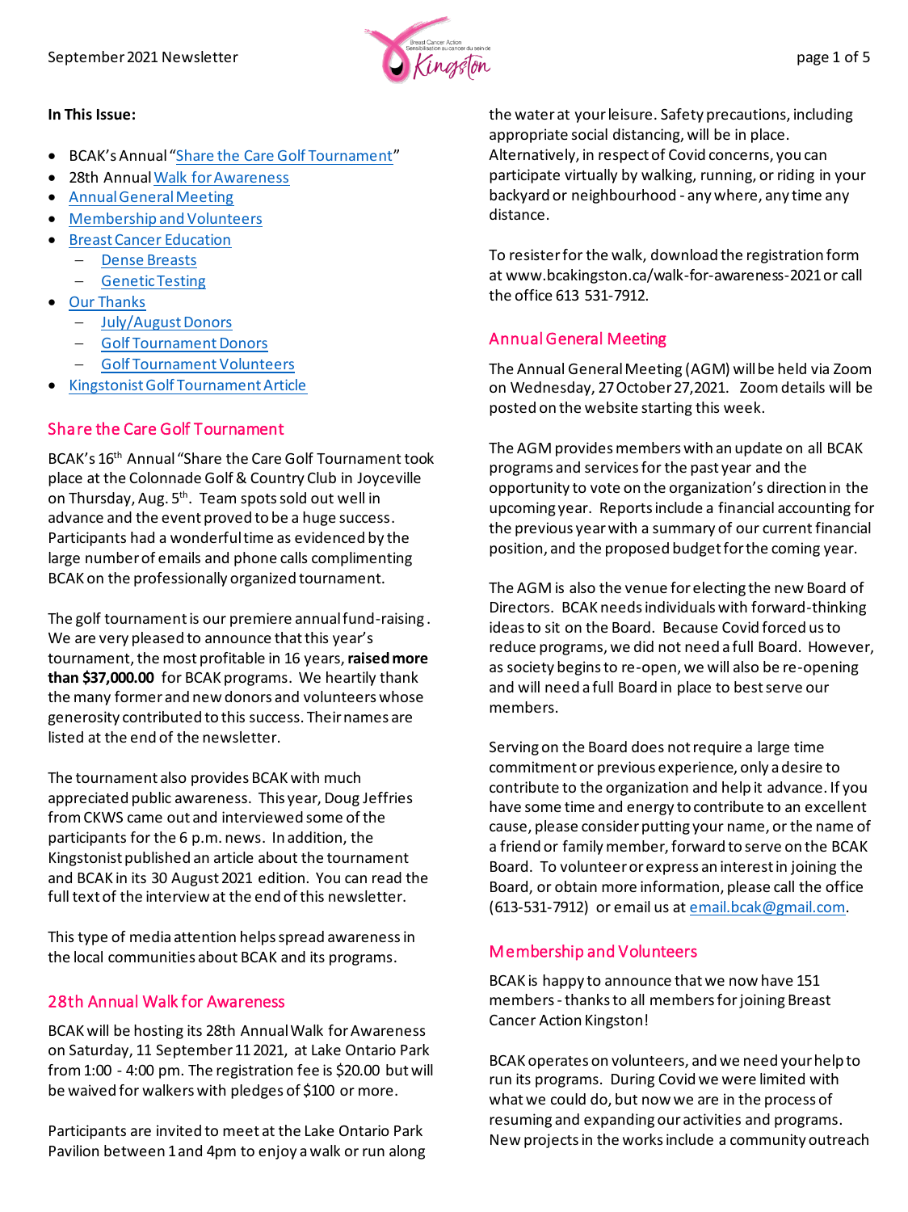**In This Issue:**

- BCAK's Annual "Share the Care Golf Tournament"
- 28th Annual Walk for Awareness
- Annual General Meeting
- Membership and Volunteers
- Breast Cancer Education
  - Dense Breasts
  - Genetic Testing
- Our Thanks
  - July/August Donors
  - Golf Tournament Donors
  - Golf Tournament Volunteers
- Kingstonist Golf Tournament Article

## Share the Care Golf Tournament

BCAK's 16th Annual "Share the Care Golf Tournament took place at the Colonnade Golf & Country Club in Joyceville on Thursday, Aug. 5th. Team spots sold out well in advance and the event proved to be a huge success. Participants had a wonderful time as evidenced by the large number of emails and phone calls complimenting BCAK on the professionally organized tournament.

The golf tournament is our premiere annual fund-raising. We are very pleased to announce that this year's tournament, the most profitable in 16 years, **raised more than $37,000.00** for BCAK programs. We heartily thank the many former and new donors and volunteers whose generosity contributed to this success. Their names are listed at the end of the newsletter.

The tournament also provides BCAK with much appreciated public awareness. This year, Doug Jeffries from CKWS came out and interviewed some of the participants for the 6 p.m. news. In addition, the Kingstonist published an article about the tournament and BCAK in its 30 August 2021 edition. You can read the full text of the interview at the end of this newsletter.

This type of media attention helps spread awareness in the local communities about BCAK and its programs.

## 28th Annual Walk for Awareness

BCAK will be hosting its 28th Annual Walk for Awareness on Saturday, 11 September 11 2021, at Lake Ontario Park from 1:00 - 4:00 pm. The registration fee is $20.00 but will be waived for walkers with pledges of $100 or more.

Participants are invited to meet at the Lake Ontario Park Pavilion between 1 and 4pm to enjoy a walk or run along the water at your leisure. Safety precautions, including appropriate social distancing, will be in place. Alternatively, in respect of Covid concerns, you can participate virtually by walking, running, or riding in your backyard or neighbourhood - anywhere, any time any distance.

To resister for the walk, download the registration form at www.bcakingston.ca/walk-for-awareness-2021 or call the office 613 531-7912.

## Annual General Meeting

The Annual General Meeting (AGM) will be held via Zoom on Wednesday, 27 October 27,2021. Zoom details will be posted on the website starting this week.

The AGM provides members with an update on all BCAK programs and services for the past year and the opportunity to vote on the organization's direction in the upcoming year. Reports include a financial accounting for the previous year with a summary of our current financial position, and the proposed budget for the coming year.

The AGM is also the venue for electing the new Board of Directors. BCAK needs individuals with forward-thinking ideas to sit on the Board. Because Covid forced us to reduce programs, we did not need a full Board. However, as society begins to re-open, we will also be re-opening and will need a full Board in place to best serve our members.

Serving on the Board does not require a large time commitment or previous experience, only a desire to contribute to the organization and help it advance. If you have some time and energy to contribute to an excellent cause, please consider putting your name, or the name of a friend or family member, forward to serve on the BCAK Board. To volunteer or express an interest in joining the Board, or obtain more information, please call the office (613-531-7912) or email us at email.bcak@gmail.com.

## Membership and Volunteers

BCAK is happy to announce that we now have 151 members - thanks to all members for joining Breast Cancer Action Kingston!

BCAK operates on volunteers, and we need your help to run its programs. During Covid we were limited with what we could do, but now we are in the process of resuming and expanding our activities and programs. New projects in the works include a community outreach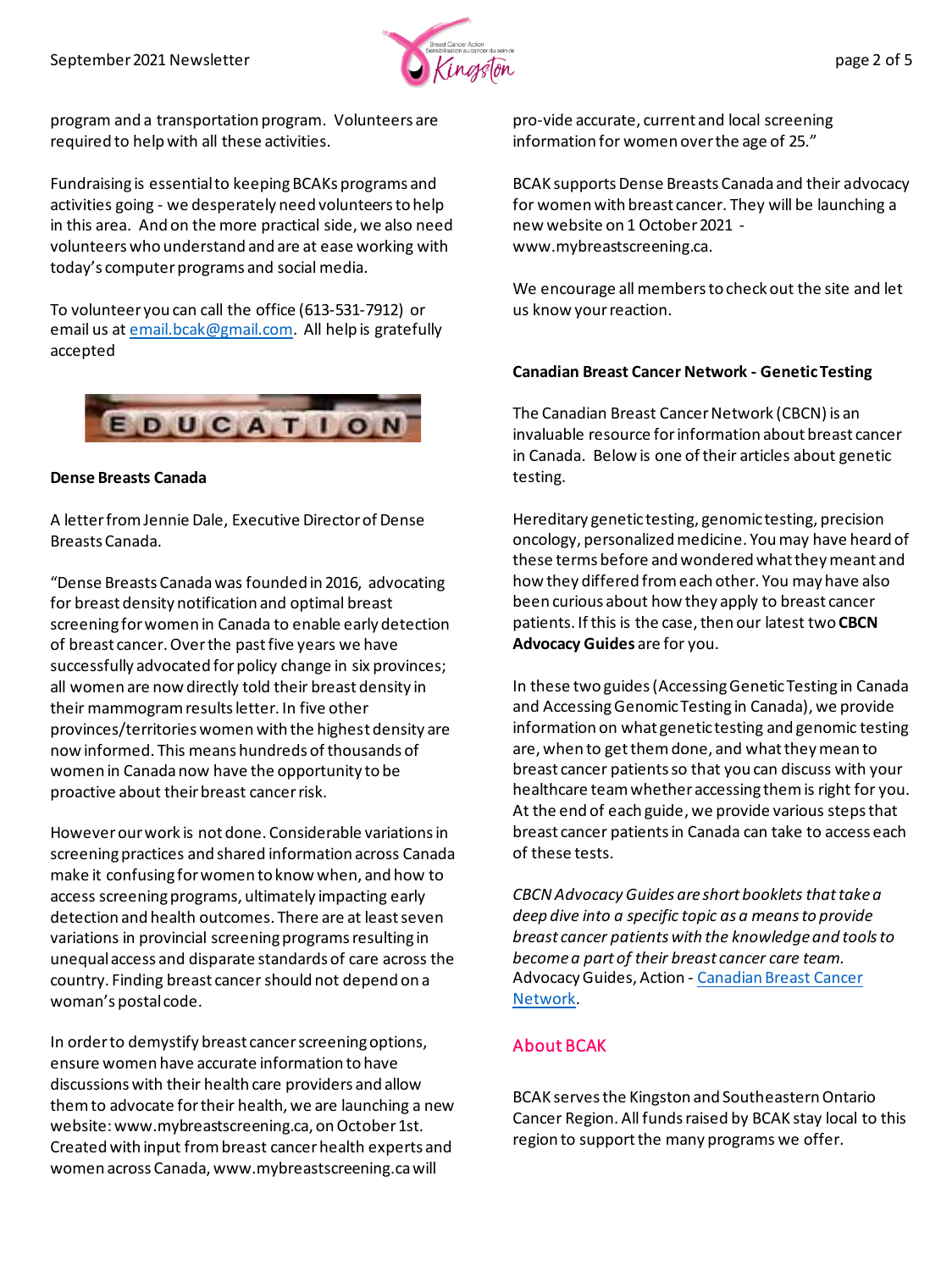program and a transportation program. Volunteers are required to help with all these activities.

Fundraising is essential to keeping BCAKs programs and activities going - we desperately need volunteers to help in this area. And on the more practical side, we also need volunteers who understand and are at ease working with today's computer programs and social media.

To volunteer you can call the office (613-531-7912) or email us at email.bcak@gmail.com. All help is gratefully accepted

EDUCATION

**Dense Breasts Canada**

A letter from Jennie Dale, Executive Director of Dense Breasts Canada.

"Dense Breasts Canada was founded in 2016, advocating for breast density notification and optimal breast screening for women in Canada to enable early detection of breast cancer. Over the past five years we have successfully advocated for policy change in six provinces; all women are now directly told their breast density in their mammogram results letter. In five other provinces/territories women with the highest density are now informed. This means hundreds of thousands of women in Canada now have the opportunity to be proactive about their breast cancer risk.

However our work is not done. Considerable variations in screening practices and shared information across Canada make it confusing for women to know when, and how to access screening programs, ultimately impacting early detection and health outcomes. There are at least seven variations in provincial screening programs resulting in unequal access and disparate standards of care across the country. Finding breast cancer should not depend on a woman's postal code.

In order to demystify breast cancer screening options, ensure women have accurate information to have discussions with their health care providers and allow them to advocate for their health, we are launching a new website: www.mybreastscreening.ca, on October 1st. Created with input from breast cancer health experts and women across Canada, www.mybreastscreening.ca will pro-vide accurate, current and local screening information for women over the age of 25."

BCAK supports Dense Breasts Canada and their advocacy for women with breast cancer. They will be launching a new website on 1 October 2021 - www.mybreastscreening.ca.

We encourage all members to check out the site and let us know your reaction.

**Canadian Breast Cancer Network - Genetic Testing**

The Canadian Breast Cancer Network (CBCN) is an invaluable resource for information about breast cancer in Canada. Below is one of their articles about genetic testing.

Hereditary genetic testing, genomic testing, precision oncology, personalized medicine. You may have heard of these terms before and wondered what they meant and how they differed from each other. You may have also been curious about how they apply to breast cancer patients. If this is the case, then our latest two **CBCN Advocacy Guides** are for you.

In these two guides (Accessing Genetic Testing in Canada and Accessing Genomic Testing in Canada), we provide information on what genetic testing and genomic testing are, when to get them done, and what they mean to breast cancer patients so that you can discuss with your healthcare team whether accessing them is right for you. At the end of each guide, we provide various steps that breast cancer patients in Canada can take to access each of these tests.

*CBCN Advocacy Guides are short booklets that take a deep dive into a specific topic as a means to provide breast cancer patients with the knowledge and tools to become a part of their breast cancer care team.* Advocacy Guides, Action - Canadian Breast Cancer Network.

## About BCAK

BCAK serves the Kingston and Southeastern Ontario Cancer Region. All funds raised by BCAK stay local to this region to support the many programs we offer.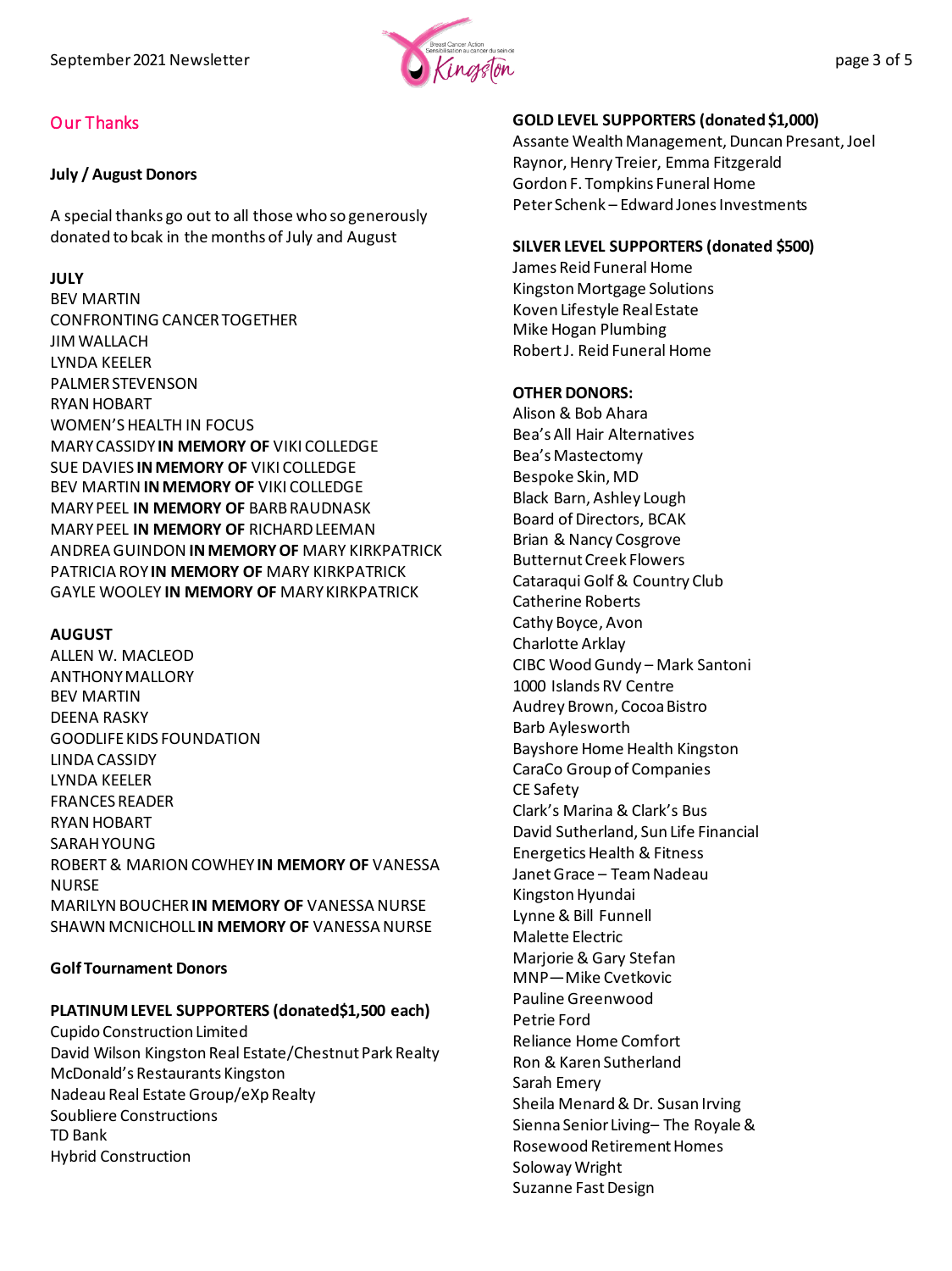## Our Thanks

**July / August Donors**

A special thanks go out to all those who so generously donated to bcak in the months of July and August

**JULY**

BEV MARTIN
CONFRONTING CANCER TOGETHER
JIM WALLACH
LYNDA KEELER
PALMER STEVENSON
RYAN HOBART
WOMEN'S HEALTH IN FOCUS
MARY CASSIDY **IN MEMORY OF** VIKI COLLEDGE
SUE DAVIES **IN MEMORY OF** VIKI COLLEDGE
BEV MARTIN **IN MEMORY OF** VIKI COLLEDGE
MARY PEEL **IN MEMORY OF** BARB RAUDNASK
MARY PEEL **IN MEMORY OF** RICHARD LEEMAN
ANDREA GUINDON **IN MEMORY OF** MARY KIRKPATRICK
PATRICIA ROY **IN MEMORY OF** MARY KIRKPATRICK
GAYLE WOOLEY **IN MEMORY OF** MARY KIRKPATRICK

**AUGUST**

ALLEN W. MACLEOD
ANTHONY MALLORY
BEV MARTIN
DEENA RASKY
GOODLIFE KIDS FOUNDATION
LINDA CASSIDY
LYNDA KEELER
FRANCES READER
RYAN HOBART
SARAH YOUNG
ROBERT & MARION COWHEY **IN MEMORY OF** VANESSA NURSE
MARILYN BOUCHER **IN MEMORY OF** VANESSA NURSE
SHAWN MCNICHOLL **IN MEMORY OF** VANESSA NURSE

**Golf Tournament Donors**

**PLATINUM LEVEL SUPPORTERS (donated$1,500 each)**

Cupido Construction Limited
David Wilson Kingston Real Estate/Chestnut Park Realty
McDonald's Restaurants Kingston
Nadeau Real Estate Group/eXp Realty
Soubliere Constructions
TD Bank
Hybrid Construction

**GOLD LEVEL SUPPORTERS (donated $1,000)**

Assante Wealth Management, Duncan Presant, Joel Raynor, Henry Treier, Emma Fitzgerald
Gordon F. Tompkins Funeral Home
Peter Schenk – Edward Jones Investments

**SILVER LEVEL SUPPORTERS (donated $500)**

James Reid Funeral Home
Kingston Mortgage Solutions
Koven Lifestyle Real Estate
Mike Hogan Plumbing
Robert J. Reid Funeral Home

**OTHER DONORS:**

Alison & Bob Ahara
Bea's All Hair Alternatives
Bea's Mastectomy
Bespoke Skin, MD
Black Barn, Ashley Lough
Board of Directors, BCAK
Brian & Nancy Cosgrove
Butternut Creek Flowers
Cataraqui Golf & Country Club
Catherine Roberts
Cathy Boyce, Avon
Charlotte Arklay
CIBC Wood Gundy – Mark Santoni
1000 Islands RV Centre
Audrey Brown, Cocoa Bistro
Barb Aylesworth
Bayshore Home Health Kingston
CaraCo Group of Companies
CE Safety
Clark's Marina & Clark's Bus
David Sutherland, Sun Life Financial
Energetics Health & Fitness
Janet Grace – Team Nadeau
Kingston Hyundai
Lynne & Bill Funnell
Malette Electric
Marjorie & Gary Stefan
MNP—Mike Cvetkovic
Pauline Greenwood
Petrie Ford
Reliance Home Comfort
Ron & Karen Sutherland
Sarah Emery
Sheila Menard & Dr. Susan Irving
Sienna Senior Living– The Royale & Rosewood Retirement Homes
Soloway Wright
Suzanne Fast Design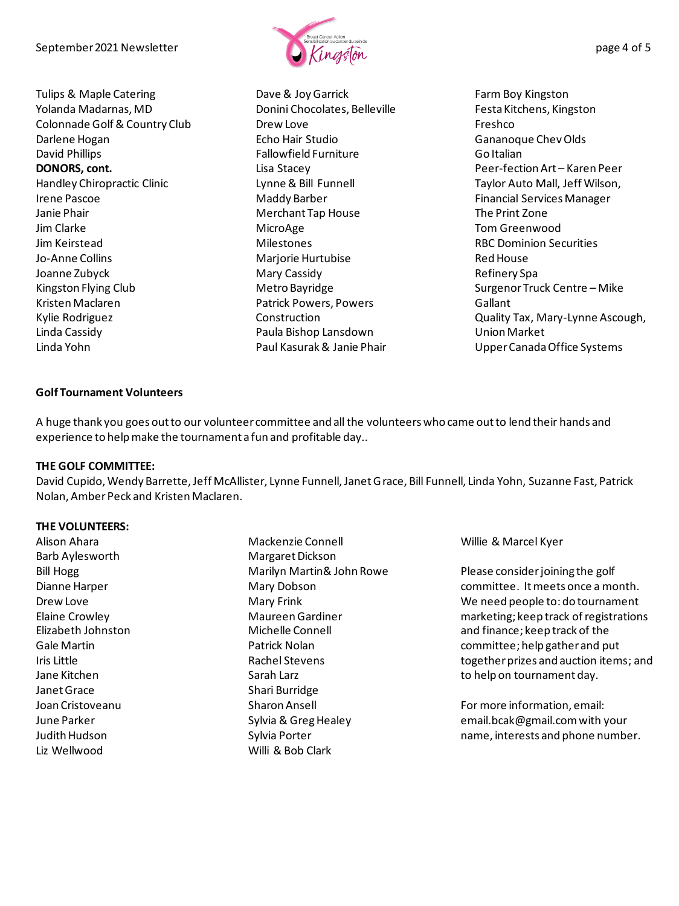Tulips & Maple Catering
Yolanda Madarnas, MD
Colonnade Golf & Country Club
Darlene Hogan
David Phillips

**DONORS, cont.**

Handley Chiropractic Clinic
Irene Pascoe
Janie Phair
Jim Clarke
Jim Keirstead
Jo-Anne Collins
Joanne Zubyck
Kingston Flying Club
Kristen Maclaren
Kylie Rodriguez
Linda Cassidy
Linda Yohn
Dave & Joy Garrick
Donini Chocolates, Belleville
Drew Love
Echo Hair Studio
Fallowfield Furniture
Lisa Stacey
Lynne & Bill Funnell
Maddy Barber
Merchant Tap House
MicroAge
Milestones
Marjorie Hurtubise
Mary Cassidy
Metro Bayridge
Patrick Powers, Powers Construction
Paula Bishop Lansdown
Paul Kasurak & Janie Phair
Farm Boy Kingston
Festa Kitchens, Kingston
Freshco
Gananoque Chev Olds
Go Italian
Peer-fection Art – Karen Peer
Taylor Auto Mall, Jeff Wilson, Financial Services Manager
The Print Zone
Tom Greenwood
RBC Dominion Securities
Red House
Refinery Spa
Surgenor Truck Centre – Mike Gallant
Quality Tax, Mary-Lynne Ascough,
Union Market
Upper Canada Office Systems

**Golf Tournament Volunteers**

A huge thank you goes out to our volunteer committee and all the volunteers who came out to lend their hands and experience to help make the tournament a fun and profitable day..

**THE GOLF COMMITTEE:**
David Cupido, Wendy Barrette, Jeff McAllister, Lynne Funnell, Janet Grace, Bill Funnell, Linda Yohn, Suzanne Fast, Patrick Nolan, Amber Peck and Kristen Maclaren.

**THE VOLUNTEERS:**
Alison Ahara
Barb Aylesworth
Bill Hogg
Dianne Harper
Drew Love
Elaine Crowley
Elizabeth Johnston
Gale Martin
Iris Little
Jane Kitchen
Janet Grace
Joan Cristoveanu
June Parker
Judith Hudson
Liz Wellwood
Mackenzie Connell
Margaret Dickson
Marilyn Martin& John Rowe
Mary Dobson
Mary Frink
Maureen Gardiner
Michelle Connell
Patrick Nolan
Rachel Stevens
Sarah Larz
Shari Burridge
Sharon Ansell
Sylvia & Greg Healey
Sylvia Porter
Willi & Bob Clark
Willie & Marcel Kyer

Please consider joining the golf committee. It meets once a month. We need people to: do tournament marketing; keep track of registrations and finance; keep track of the committee; help gather and put together prizes and auction items; and to help on tournament day.

For more information, email: email.bcak@gmail.com with your name, interests and phone number.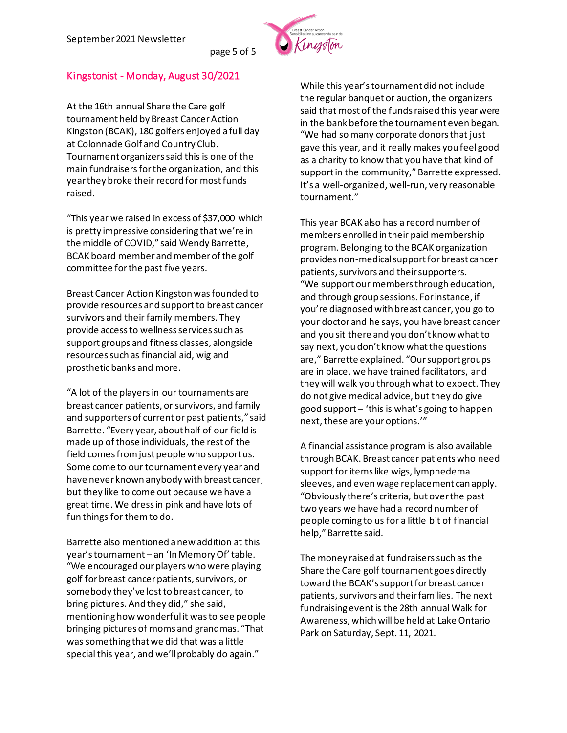## Kingstonist - Monday, August 30/2021

At the 16th annual Share the Care golf tournament held by Breast Cancer Action Kingston (BCAK), 180 golfers enjoyed a full day at Colonnade Golf and Country Club. Tournament organizers said this is one of the main fundraisers for the organization, and this year they broke their record for most funds raised.

"This year we raised in excess of $37,000 which is pretty impressive considering that we're in the middle of COVID," said Wendy Barrette, BCAK board member and member of the golf committee for the past five years.

Breast Cancer Action Kingston was founded to provide resources and support to breast cancer survivors and their family members. They provide access to wellness services such as support groups and fitness classes, alongside resources such as financial aid, wig and prosthetic banks and more.

"A lot of the players in our tournaments are breast cancer patients, or survivors, and family and supporters of current or past patients," said Barrette. "Every year, about half of our field is made up of those individuals, the rest of the field comes from just people who support us. Some come to our tournament every year and have never known anybody with breast cancer, but they like to come out because we have a great time. We dress in pink and have lots of fun things for them to do.

Barrette also mentioned a new addition at this year's tournament – an 'In Memory Of' table. "We encouraged our players who were playing golf for breast cancer patients, survivors, or somebody they've lost to breast cancer, to bring pictures. And they did," she said, mentioning how wonderful it was to see people bringing pictures of moms and grandmas. "That was something that we did that was a little special this year, and we'll probably do again."

While this year's tournament did not include the regular banquet or auction, the organizers said that most of the funds raised this year were in the bank before the tournament even began. "We had so many corporate donors that just gave this year, and it really makes you feel good as a charity to know that you have that kind of support in the community," Barrette expressed. It's a well-organized, well-run, very reasonable tournament."

This year BCAK also has a record number of members enrolled in their paid membership program. Belonging to the BCAK organization provides non-medical support for breast cancer patients, survivors and their supporters. "We support our members through education, and through group sessions. For instance, if you're diagnosed with breast cancer, you go to your doctor and he says, you have breast cancer and you sit there and you don't know what to say next, you don't know what the questions are," Barrette explained. "Our support groups are in place, we have trained facilitators, and they will walk you through what to expect. They do not give medical advice, but they do give good support – 'this is what's going to happen next, these are your options.'"

A financial assistance program is also available through BCAK. Breast cancer patients who need support for items like wigs, lymphedema sleeves, and even wage replacement can apply. "Obviously there's criteria, but over the past two years we have had a record number of people coming to us for a little bit of financial help," Barrette said.

The money raised at fundraisers such as the Share the Care golf tournament goes directly toward the BCAK's support for breast cancer patients, survivors and their families. The next fundraising event is the 28th annual Walk for Awareness, which will be held at Lake Ontario Park on Saturday, Sept. 11, 2021.